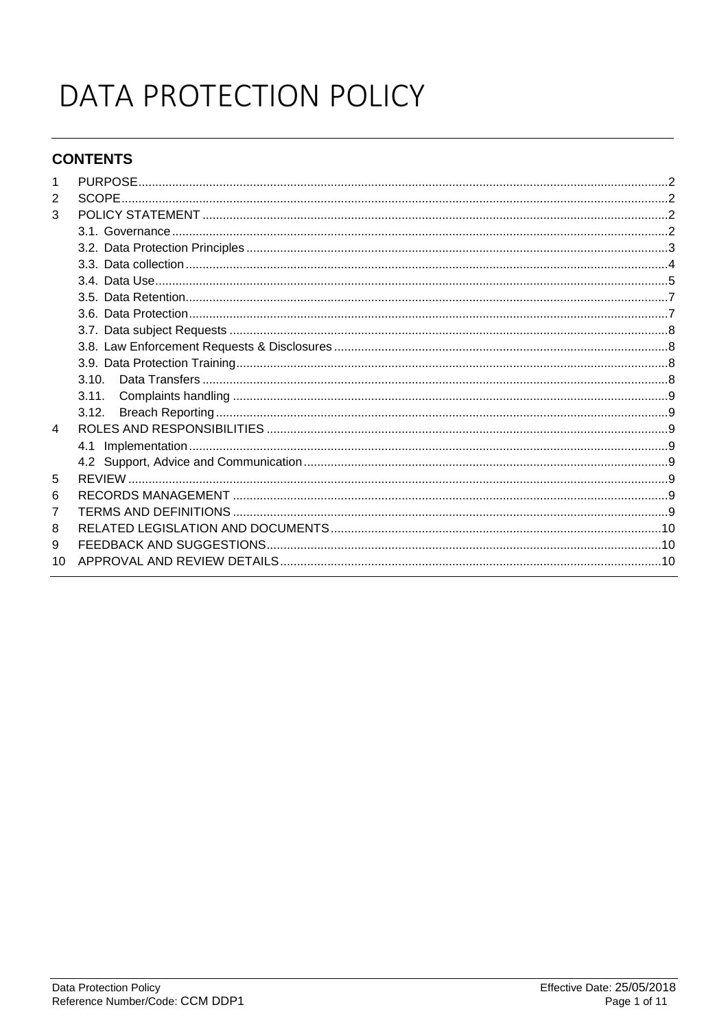# DATA PROTECTION POLICY

## CONTENTS

1 PURPOSE....2
2 SCOPE....2
3 POLICY STATEMENT....2
  3.1. Governance....2
  3.2. Data Protection Principles....3
  3.3. Data collection....4
  3.4. Data Use....5
  3.5. Data Retention....7
  3.6. Data Protection....7
  3.7. Data subject Requests....8
  3.8. Law Enforcement Requests & Disclosures....8
  3.9. Data Protection Training....8
  3.10. Data Transfers....8
  3.11. Complaints handling....9
  3.12. Breach Reporting....9
4 ROLES AND RESPONSIBILITIES....9
  4.1 Implementation....9
  4.2 Support, Advice and Communication....9
5 REVIEW....9
6 RECORDS MANAGEMENT....9
7 TERMS AND DEFINITIONS....9
8 RELATED LEGISLATION AND DOCUMENTS....10
9 FEEDBACK AND SUGGESTIONS....10
10 APPROVAL AND REVIEW DETAILS....10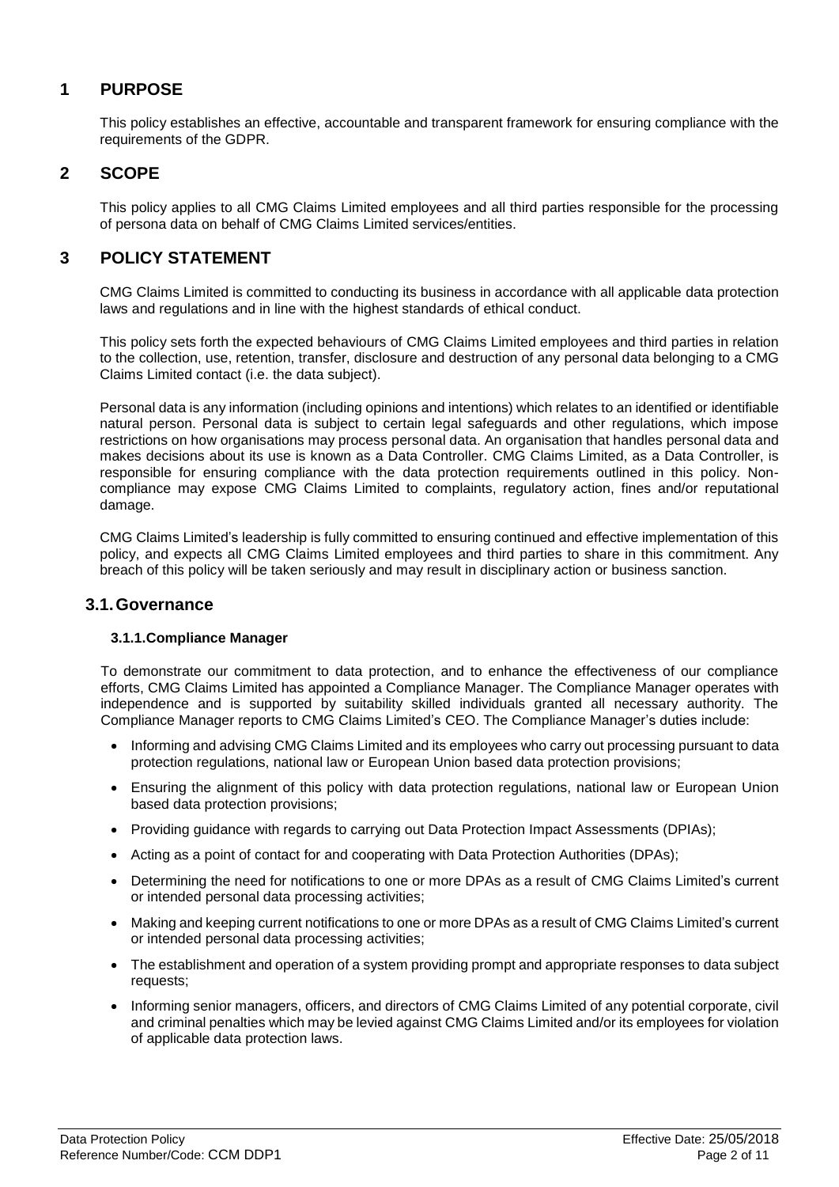# 1 PURPOSE

This policy establishes an effective, accountable and transparent framework for ensuring compliance with the requirements of the GDPR.

# 2 SCOPE

This policy applies to all CMG Claims Limited employees and all third parties responsible for the processing of persona data on behalf of CMG Claims Limited services/entities.

# 3 POLICY STATEMENT

CMG Claims Limited is committed to conducting its business in accordance with all applicable data protection laws and regulations and in line with the highest standards of ethical conduct.

This policy sets forth the expected behaviours of CMG Claims Limited employees and third parties in relation to the collection, use, retention, transfer, disclosure and destruction of any personal data belonging to a CMG Claims Limited contact (i.e. the data subject).

Personal data is any information (including opinions and intentions) which relates to an identified or identifiable natural person. Personal data is subject to certain legal safeguards and other regulations, which impose restrictions on how organisations may process personal data. An organisation that handles personal data and makes decisions about its use is known as a Data Controller. CMG Claims Limited, as a Data Controller, is responsible for ensuring compliance with the data protection requirements outlined in this policy. Non-compliance may expose CMG Claims Limited to complaints, regulatory action, fines and/or reputational damage.

CMG Claims Limited's leadership is fully committed to ensuring continued and effective implementation of this policy, and expects all CMG Claims Limited employees and third parties to share in this commitment. Any breach of this policy will be taken seriously and may result in disciplinary action or business sanction.

## 3.1. Governance

### 3.1.1. Compliance Manager

To demonstrate our commitment to data protection, and to enhance the effectiveness of our compliance efforts, CMG Claims Limited has appointed a Compliance Manager. The Compliance Manager operates with independence and is supported by suitability skilled individuals granted all necessary authority. The Compliance Manager reports to CMG Claims Limited's CEO. The Compliance Manager's duties include:

- Informing and advising CMG Claims Limited and its employees who carry out processing pursuant to data protection regulations, national law or European Union based data protection provisions;
- Ensuring the alignment of this policy with data protection regulations, national law or European Union based data protection provisions;
- Providing guidance with regards to carrying out Data Protection Impact Assessments (DPIAs);
- Acting as a point of contact for and cooperating with Data Protection Authorities (DPAs);
- Determining the need for notifications to one or more DPAs as a result of CMG Claims Limited's current or intended personal data processing activities;
- Making and keeping current notifications to one or more DPAs as a result of CMG Claims Limited's current or intended personal data processing activities;
- The establishment and operation of a system providing prompt and appropriate responses to data subject requests;
- Informing senior managers, officers, and directors of CMG Claims Limited of any potential corporate, civil and criminal penalties which may be levied against CMG Claims Limited and/or its employees for violation of applicable data protection laws.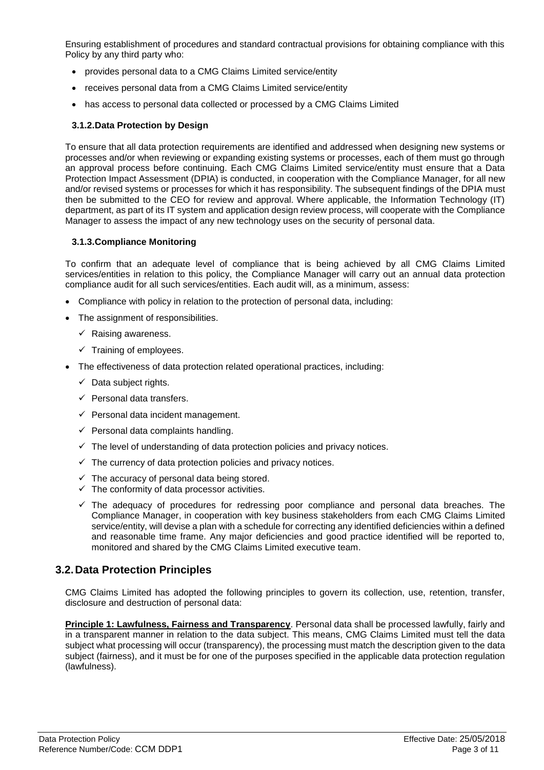Ensuring establishment of procedures and standard contractual provisions for obtaining compliance with this Policy by any third party who:

- provides personal data to a CMG Claims Limited service/entity
- receives personal data from a CMG Claims Limited service/entity
- has access to personal data collected or processed by a CMG Claims Limited

### 3.1.2. Data Protection by Design

To ensure that all data protection requirements are identified and addressed when designing new systems or processes and/or when reviewing or expanding existing systems or processes, each of them must go through an approval process before continuing. Each CMG Claims Limited service/entity must ensure that a Data Protection Impact Assessment (DPIA) is conducted, in cooperation with the Compliance Manager, for all new and/or revised systems or processes for which it has responsibility. The subsequent findings of the DPIA must then be submitted to the CEO for review and approval. Where applicable, the Information Technology (IT) department, as part of its IT system and application design review process, will cooperate with the Compliance Manager to assess the impact of any new technology uses on the security of personal data.

### 3.1.3. Compliance Monitoring

To confirm that an adequate level of compliance that is being achieved by all CMG Claims Limited services/entities in relation to this policy, the Compliance Manager will carry out an annual data protection compliance audit for all such services/entities. Each audit will, as a minimum, assess:

- Compliance with policy in relation to the protection of personal data, including:
- The assignment of responsibilities.
  - ✓ Raising awareness.
  - ✓ Training of employees.
- The effectiveness of data protection related operational practices, including:
  - ✓ Data subject rights.
  - ✓ Personal data transfers.
  - ✓ Personal data incident management.
  - ✓ Personal data complaints handling.
  - ✓ The level of understanding of data protection policies and privacy notices.
  - ✓ The currency of data protection policies and privacy notices.
  - ✓ The accuracy of personal data being stored.
  - ✓ The conformity of data processor activities.
  - ✓ The adequacy of procedures for redressing poor compliance and personal data breaches. The Compliance Manager, in cooperation with key business stakeholders from each CMG Claims Limited service/entity, will devise a plan with a schedule for correcting any identified deficiencies within a defined and reasonable time frame. Any major deficiencies and good practice identified will be reported to, monitored and shared by the CMG Claims Limited executive team.

## 3.2. Data Protection Principles

CMG Claims Limited has adopted the following principles to govern its collection, use, retention, transfer, disclosure and destruction of personal data:

**Principle 1: Lawfulness, Fairness and Transparency**. Personal data shall be processed lawfully, fairly and in a transparent manner in relation to the data subject. This means, CMG Claims Limited must tell the data subject what processing will occur (transparency), the processing must match the description given to the data subject (fairness), and it must be for one of the purposes specified in the applicable data protection regulation (lawfulness).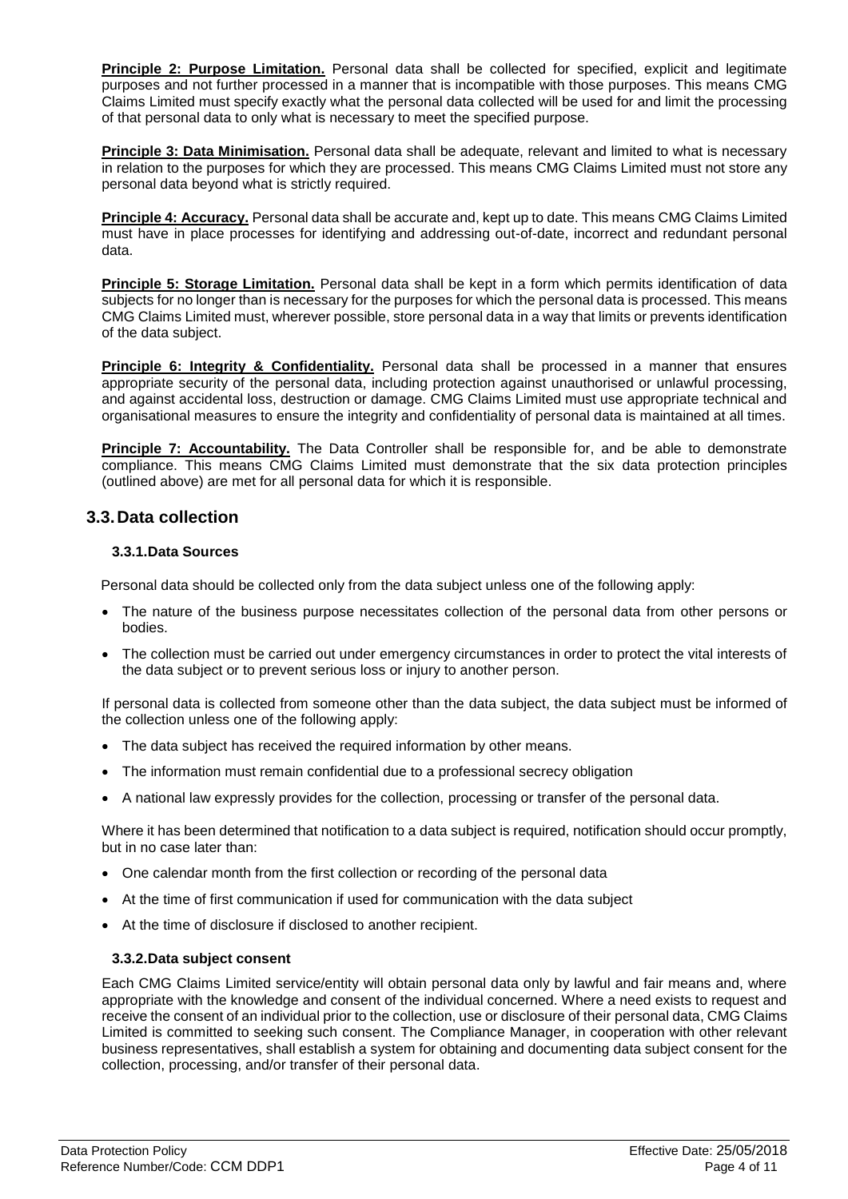**Principle 2: Purpose Limitation.** Personal data shall be collected for specified, explicit and legitimate purposes and not further processed in a manner that is incompatible with those purposes. This means CMG Claims Limited must specify exactly what the personal data collected will be used for and limit the processing of that personal data to only what is necessary to meet the specified purpose.

**Principle 3: Data Minimisation.** Personal data shall be adequate, relevant and limited to what is necessary in relation to the purposes for which they are processed. This means CMG Claims Limited must not store any personal data beyond what is strictly required.

**Principle 4: Accuracy.** Personal data shall be accurate and, kept up to date. This means CMG Claims Limited must have in place processes for identifying and addressing out-of-date, incorrect and redundant personal data.

**Principle 5: Storage Limitation.** Personal data shall be kept in a form which permits identification of data subjects for no longer than is necessary for the purposes for which the personal data is processed. This means CMG Claims Limited must, wherever possible, store personal data in a way that limits or prevents identification of the data subject.

**Principle 6: Integrity & Confidentiality.** Personal data shall be processed in a manner that ensures appropriate security of the personal data, including protection against unauthorised or unlawful processing, and against accidental loss, destruction or damage. CMG Claims Limited must use appropriate technical and organisational measures to ensure the integrity and confidentiality of personal data is maintained at all times.

**Principle 7: Accountability.** The Data Controller shall be responsible for, and be able to demonstrate compliance. This means CMG Claims Limited must demonstrate that the six data protection principles (outlined above) are met for all personal data for which it is responsible.

## 3.3. Data collection

### 3.3.1. Data Sources

Personal data should be collected only from the data subject unless one of the following apply:

- The nature of the business purpose necessitates collection of the personal data from other persons or bodies.
- The collection must be carried out under emergency circumstances in order to protect the vital interests of the data subject or to prevent serious loss or injury to another person.

If personal data is collected from someone other than the data subject, the data subject must be informed of the collection unless one of the following apply:

- The data subject has received the required information by other means.
- The information must remain confidential due to a professional secrecy obligation
- A national law expressly provides for the collection, processing or transfer of the personal data.

Where it has been determined that notification to a data subject is required, notification should occur promptly, but in no case later than:

- One calendar month from the first collection or recording of the personal data
- At the time of first communication if used for communication with the data subject
- At the time of disclosure if disclosed to another recipient.

### 3.3.2. Data subject consent

Each CMG Claims Limited service/entity will obtain personal data only by lawful and fair means and, where appropriate with the knowledge and consent of the individual concerned. Where a need exists to request and receive the consent of an individual prior to the collection, use or disclosure of their personal data, CMG Claims Limited is committed to seeking such consent. The Compliance Manager, in cooperation with other relevant business representatives, shall establish a system for obtaining and documenting data subject consent for the collection, processing, and/or transfer of their personal data.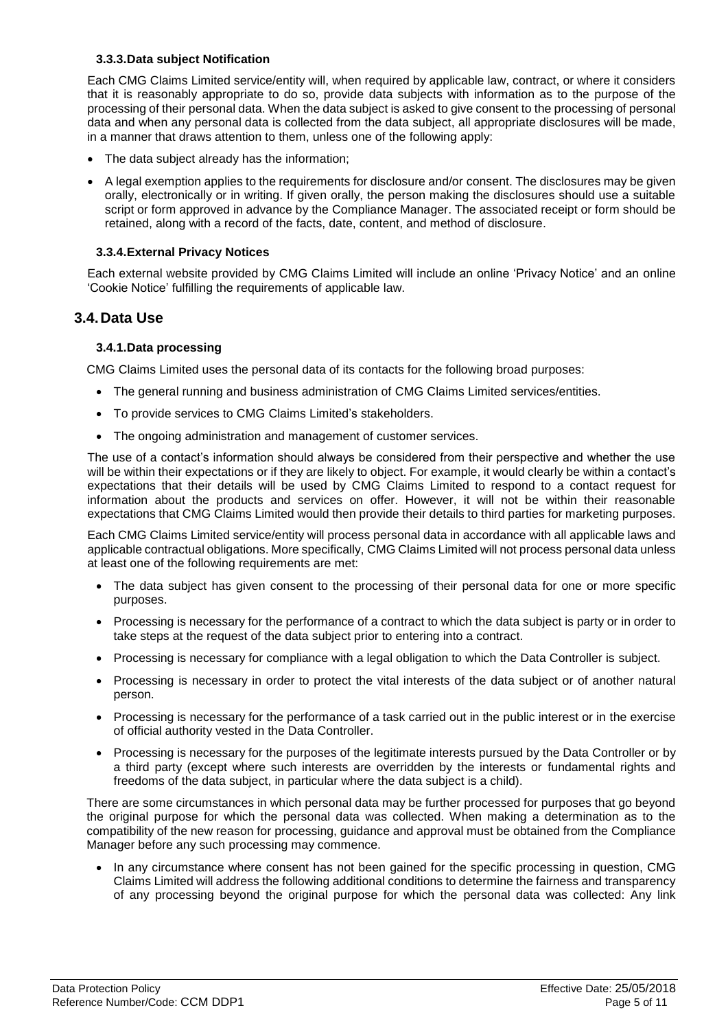#### 3.3.3. Data subject Notification

Each CMG Claims Limited service/entity will, when required by applicable law, contract, or where it considers that it is reasonably appropriate to do so, provide data subjects with information as to the purpose of the processing of their personal data. When the data subject is asked to give consent to the processing of personal data and when any personal data is collected from the data subject, all appropriate disclosures will be made, in a manner that draws attention to them, unless one of the following apply:

- The data subject already has the information;
- A legal exemption applies to the requirements for disclosure and/or consent. The disclosures may be given orally, electronically or in writing. If given orally, the person making the disclosures should use a suitable script or form approved in advance by the Compliance Manager. The associated receipt or form should be retained, along with a record of the facts, date, content, and method of disclosure.

#### 3.3.4. External Privacy Notices

Each external website provided by CMG Claims Limited will include an online 'Privacy Notice' and an online 'Cookie Notice' fulfilling the requirements of applicable law.

### 3.4. Data Use

#### 3.4.1. Data processing

CMG Claims Limited uses the personal data of its contacts for the following broad purposes:

- The general running and business administration of CMG Claims Limited services/entities.
- To provide services to CMG Claims Limited's stakeholders.
- The ongoing administration and management of customer services.

The use of a contact's information should always be considered from their perspective and whether the use will be within their expectations or if they are likely to object. For example, it would clearly be within a contact's expectations that their details will be used by CMG Claims Limited to respond to a contact request for information about the products and services on offer. However, it will not be within their reasonable expectations that CMG Claims Limited would then provide their details to third parties for marketing purposes.

Each CMG Claims Limited service/entity will process personal data in accordance with all applicable laws and applicable contractual obligations. More specifically, CMG Claims Limited will not process personal data unless at least one of the following requirements are met:

- The data subject has given consent to the processing of their personal data for one or more specific purposes.
- Processing is necessary for the performance of a contract to which the data subject is party or in order to take steps at the request of the data subject prior to entering into a contract.
- Processing is necessary for compliance with a legal obligation to which the Data Controller is subject.
- Processing is necessary in order to protect the vital interests of the data subject or of another natural person.
- Processing is necessary for the performance of a task carried out in the public interest or in the exercise of official authority vested in the Data Controller.
- Processing is necessary for the purposes of the legitimate interests pursued by the Data Controller or by a third party (except where such interests are overridden by the interests or fundamental rights and freedoms of the data subject, in particular where the data subject is a child).

There are some circumstances in which personal data may be further processed for purposes that go beyond the original purpose for which the personal data was collected. When making a determination as to the compatibility of the new reason for processing, guidance and approval must be obtained from the Compliance Manager before any such processing may commence.

- In any circumstance where consent has not been gained for the specific processing in question, CMG Claims Limited will address the following additional conditions to determine the fairness and transparency of any processing beyond the original purpose for which the personal data was collected: Any link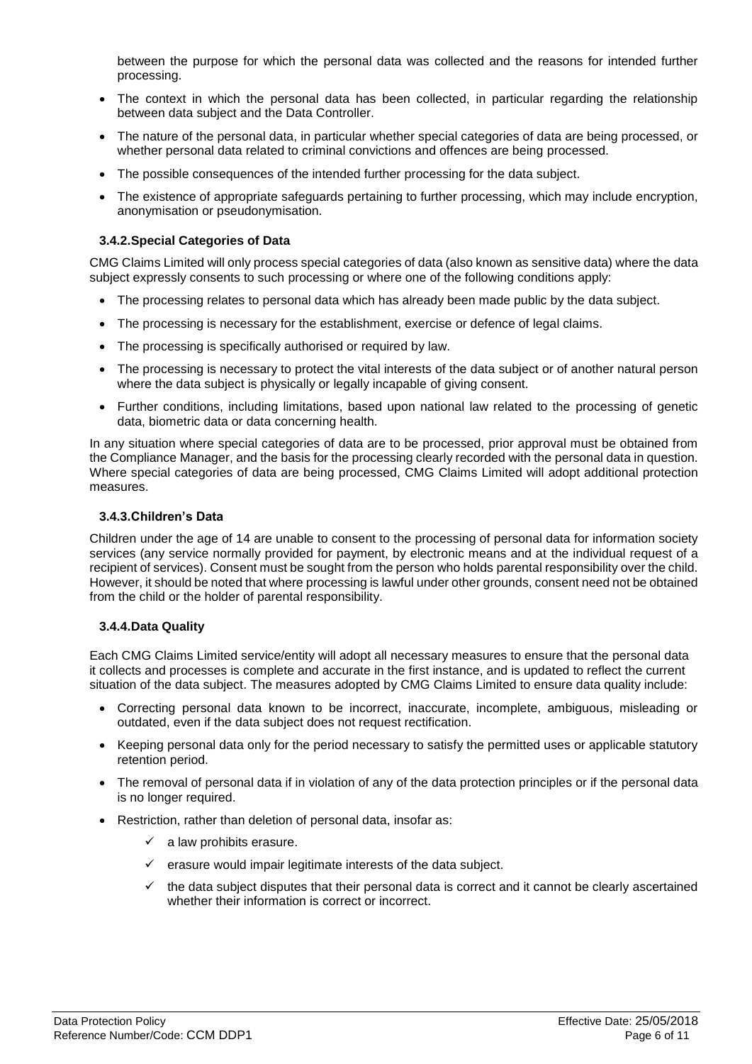between the purpose for which the personal data was collected and the reasons for intended further processing.

- The context in which the personal data has been collected, in particular regarding the relationship between data subject and the Data Controller.
- The nature of the personal data, in particular whether special categories of data are being processed, or whether personal data related to criminal convictions and offences are being processed.
- The possible consequences of the intended further processing for the data subject.
- The existence of appropriate safeguards pertaining to further processing, which may include encryption, anonymisation or pseudonymisation.

### 3.4.2. Special Categories of Data

CMG Claims Limited will only process special categories of data (also known as sensitive data) where the data subject expressly consents to such processing or where one of the following conditions apply:

- The processing relates to personal data which has already been made public by the data subject.
- The processing is necessary for the establishment, exercise or defence of legal claims.
- The processing is specifically authorised or required by law.
- The processing is necessary to protect the vital interests of the data subject or of another natural person where the data subject is physically or legally incapable of giving consent.
- Further conditions, including limitations, based upon national law related to the processing of genetic data, biometric data or data concerning health.

In any situation where special categories of data are to be processed, prior approval must be obtained from the Compliance Manager, and the basis for the processing clearly recorded with the personal data in question. Where special categories of data are being processed, CMG Claims Limited will adopt additional protection measures.

### 3.4.3. Children's Data

Children under the age of 14 are unable to consent to the processing of personal data for information society services (any service normally provided for payment, by electronic means and at the individual request of a recipient of services). Consent must be sought from the person who holds parental responsibility over the child. However, it should be noted that where processing is lawful under other grounds, consent need not be obtained from the child or the holder of parental responsibility.

### 3.4.4. Data Quality

Each CMG Claims Limited service/entity will adopt all necessary measures to ensure that the personal data it collects and processes is complete and accurate in the first instance, and is updated to reflect the current situation of the data subject. The measures adopted by CMG Claims Limited to ensure data quality include:

- Correcting personal data known to be incorrect, inaccurate, incomplete, ambiguous, misleading or outdated, even if the data subject does not request rectification.
- Keeping personal data only for the period necessary to satisfy the permitted uses or applicable statutory retention period.
- The removal of personal data if in violation of any of the data protection principles or if the personal data is no longer required.
- Restriction, rather than deletion of personal data, insofar as:
  - ✓ a law prohibits erasure.
  - ✓ erasure would impair legitimate interests of the data subject.
  - ✓ the data subject disputes that their personal data is correct and it cannot be clearly ascertained whether their information is correct or incorrect.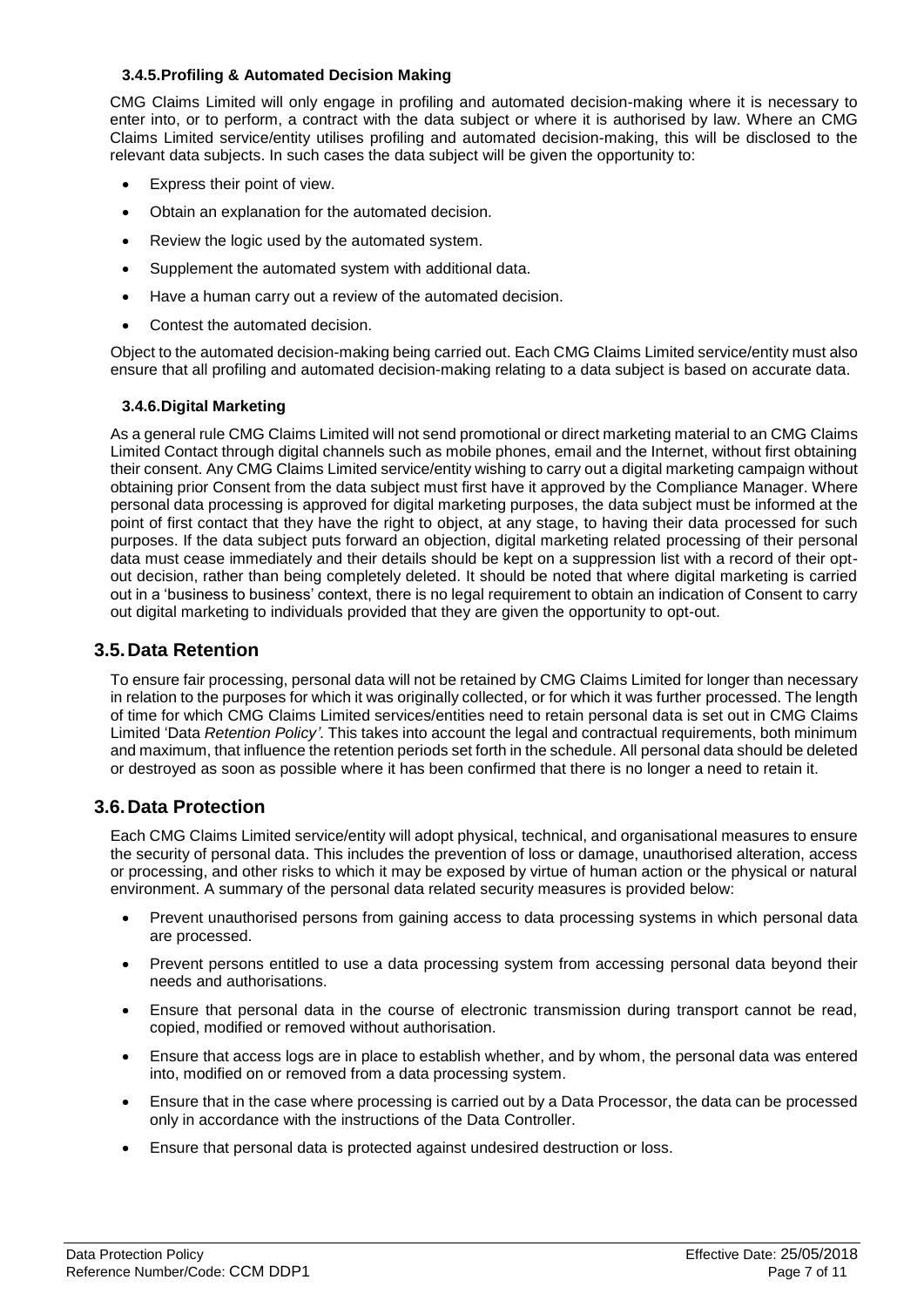#### 3.4.5. Profiling & Automated Decision Making

CMG Claims Limited will only engage in profiling and automated decision-making where it is necessary to enter into, or to perform, a contract with the data subject or where it is authorised by law. Where an CMG Claims Limited service/entity utilises profiling and automated decision-making, this will be disclosed to the relevant data subjects. In such cases the data subject will be given the opportunity to:

- Express their point of view.
- Obtain an explanation for the automated decision.
- Review the logic used by the automated system.
- Supplement the automated system with additional data.
- Have a human carry out a review of the automated decision.
- Contest the automated decision.

Object to the automated decision-making being carried out. Each CMG Claims Limited service/entity must also ensure that all profiling and automated decision-making relating to a data subject is based on accurate data.

#### 3.4.6. Digital Marketing

As a general rule CMG Claims Limited will not send promotional or direct marketing material to an CMG Claims Limited Contact through digital channels such as mobile phones, email and the Internet, without first obtaining their consent. Any CMG Claims Limited service/entity wishing to carry out a digital marketing campaign without obtaining prior Consent from the data subject must first have it approved by the Compliance Manager. Where personal data processing is approved for digital marketing purposes, the data subject must be informed at the point of first contact that they have the right to object, at any stage, to having their data processed for such purposes. If the data subject puts forward an objection, digital marketing related processing of their personal data must cease immediately and their details should be kept on a suppression list with a record of their opt-out decision, rather than being completely deleted. It should be noted that where digital marketing is carried out in a 'business to business' context, there is no legal requirement to obtain an indication of Consent to carry out digital marketing to individuals provided that they are given the opportunity to opt-out.

## 3.5. Data Retention

To ensure fair processing, personal data will not be retained by CMG Claims Limited for longer than necessary in relation to the purposes for which it was originally collected, or for which it was further processed. The length of time for which CMG Claims Limited services/entities need to retain personal data is set out in CMG Claims Limited 'Data *Retention Policy'*. This takes into account the legal and contractual requirements, both minimum and maximum, that influence the retention periods set forth in the schedule. All personal data should be deleted or destroyed as soon as possible where it has been confirmed that there is no longer a need to retain it.

## 3.6. Data Protection

Each CMG Claims Limited service/entity will adopt physical, technical, and organisational measures to ensure the security of personal data. This includes the prevention of loss or damage, unauthorised alteration, access or processing, and other risks to which it may be exposed by virtue of human action or the physical or natural environment. A summary of the personal data related security measures is provided below:

- Prevent unauthorised persons from gaining access to data processing systems in which personal data are processed.
- Prevent persons entitled to use a data processing system from accessing personal data beyond their needs and authorisations.
- Ensure that personal data in the course of electronic transmission during transport cannot be read, copied, modified or removed without authorisation.
- Ensure that access logs are in place to establish whether, and by whom, the personal data was entered into, modified on or removed from a data processing system.
- Ensure that in the case where processing is carried out by a Data Processor, the data can be processed only in accordance with the instructions of the Data Controller.
- Ensure that personal data is protected against undesired destruction or loss.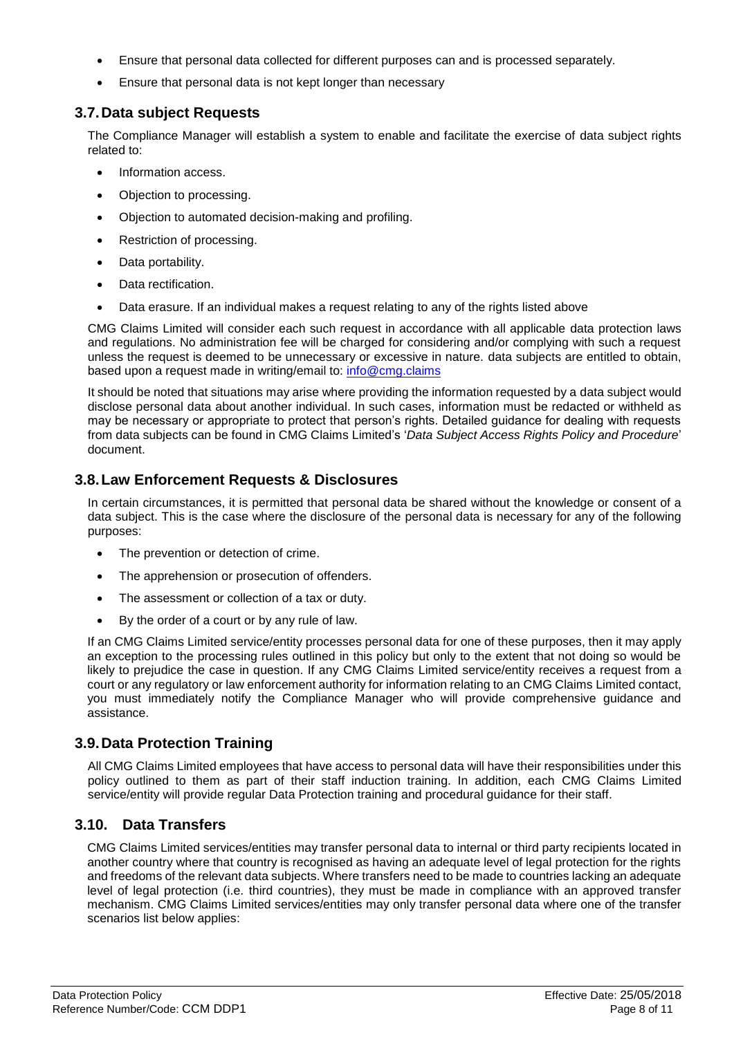- Ensure that personal data collected for different purposes can and is processed separately.
- Ensure that personal data is not kept longer than necessary

## 3.7. Data subject Requests

The Compliance Manager will establish a system to enable and facilitate the exercise of data subject rights related to:

- Information access.
- Objection to processing.
- Objection to automated decision-making and profiling.
- Restriction of processing.
- Data portability.
- Data rectification.
- Data erasure. If an individual makes a request relating to any of the rights listed above

CMG Claims Limited will consider each such request in accordance with all applicable data protection laws and regulations. No administration fee will be charged for considering and/or complying with such a request unless the request is deemed to be unnecessary or excessive in nature. data subjects are entitled to obtain, based upon a request made in writing/email to: info@cmg.claims

It should be noted that situations may arise where providing the information requested by a data subject would disclose personal data about another individual. In such cases, information must be redacted or withheld as may be necessary or appropriate to protect that person's rights. Detailed guidance for dealing with requests from data subjects can be found in CMG Claims Limited's '*Data Subject Access Rights Policy and Procedure*' document.

## 3.8. Law Enforcement Requests & Disclosures

In certain circumstances, it is permitted that personal data be shared without the knowledge or consent of a data subject. This is the case where the disclosure of the personal data is necessary for any of the following purposes:

- The prevention or detection of crime.
- The apprehension or prosecution of offenders.
- The assessment or collection of a tax or duty.
- By the order of a court or by any rule of law.

If an CMG Claims Limited service/entity processes personal data for one of these purposes, then it may apply an exception to the processing rules outlined in this policy but only to the extent that not doing so would be likely to prejudice the case in question. If any CMG Claims Limited service/entity receives a request from a court or any regulatory or law enforcement authority for information relating to an CMG Claims Limited contact, you must immediately notify the Compliance Manager who will provide comprehensive guidance and assistance.

## 3.9. Data Protection Training

All CMG Claims Limited employees that have access to personal data will have their responsibilities under this policy outlined to them as part of their staff induction training. In addition, each CMG Claims Limited service/entity will provide regular Data Protection training and procedural guidance for their staff.

## 3.10. Data Transfers

CMG Claims Limited services/entities may transfer personal data to internal or third party recipients located in another country where that country is recognised as having an adequate level of legal protection for the rights and freedoms of the relevant data subjects. Where transfers need to be made to countries lacking an adequate level of legal protection (i.e. third countries), they must be made in compliance with an approved transfer mechanism. CMG Claims Limited services/entities may only transfer personal data where one of the transfer scenarios list below applies: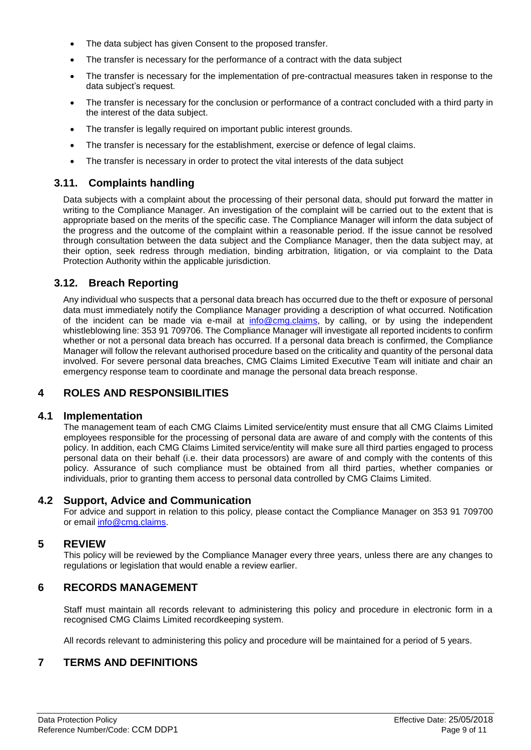- The data subject has given Consent to the proposed transfer.
- The transfer is necessary for the performance of a contract with the data subject
- The transfer is necessary for the implementation of pre-contractual measures taken in response to the data subject's request.
- The transfer is necessary for the conclusion or performance of a contract concluded with a third party in the interest of the data subject.
- The transfer is legally required on important public interest grounds.
- The transfer is necessary for the establishment, exercise or defence of legal claims.
- The transfer is necessary in order to protect the vital interests of the data subject

### 3.11. Complaints handling

Data subjects with a complaint about the processing of their personal data, should put forward the matter in writing to the Compliance Manager. An investigation of the complaint will be carried out to the extent that is appropriate based on the merits of the specific case. The Compliance Manager will inform the data subject of the progress and the outcome of the complaint within a reasonable period. If the issue cannot be resolved through consultation between the data subject and the Compliance Manager, then the data subject may, at their option, seek redress through mediation, binding arbitration, litigation, or via complaint to the Data Protection Authority within the applicable jurisdiction.

### 3.12. Breach Reporting

Any individual who suspects that a personal data breach has occurred due to the theft or exposure of personal data must immediately notify the Compliance Manager providing a description of what occurred. Notification of the incident can be made via e-mail at info@cmg.claims, by calling, or by using the independent whistleblowing line: 353 91 709706. The Compliance Manager will investigate all reported incidents to confirm whether or not a personal data breach has occurred. If a personal data breach is confirmed, the Compliance Manager will follow the relevant authorised procedure based on the criticality and quantity of the personal data involved. For severe personal data breaches, CMG Claims Limited Executive Team will initiate and chair an emergency response team to coordinate and manage the personal data breach response.

## 4 ROLES AND RESPONSIBILITIES

### 4.1 Implementation

The management team of each CMG Claims Limited service/entity must ensure that all CMG Claims Limited employees responsible for the processing of personal data are aware of and comply with the contents of this policy. In addition, each CMG Claims Limited service/entity will make sure all third parties engaged to process personal data on their behalf (i.e. their data processors) are aware of and comply with the contents of this policy. Assurance of such compliance must be obtained from all third parties, whether companies or individuals, prior to granting them access to personal data controlled by CMG Claims Limited.

### 4.2 Support, Advice and Communication

For advice and support in relation to this policy, please contact the Compliance Manager on 353 91 709700 or email info@cmg.claims.

## 5 REVIEW

This policy will be reviewed by the Compliance Manager every three years, unless there are any changes to regulations or legislation that would enable a review earlier.

## 6 RECORDS MANAGEMENT

Staff must maintain all records relevant to administering this policy and procedure in electronic form in a recognised CMG Claims Limited recordkeeping system.

All records relevant to administering this policy and procedure will be maintained for a period of 5 years.

## 7 TERMS AND DEFINITIONS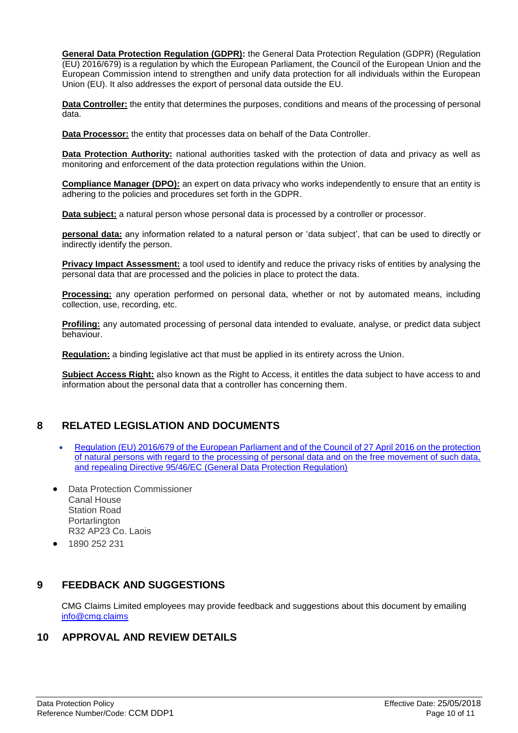**General Data Protection Regulation (GDPR):** the General Data Protection Regulation (GDPR) (Regulation (EU) 2016/679) is a regulation by which the European Parliament, the Council of the European Union and the European Commission intend to strengthen and unify data protection for all individuals within the European Union (EU). It also addresses the export of personal data outside the EU.

**Data Controller:** the entity that determines the purposes, conditions and means of the processing of personal data.

**Data Processor:** the entity that processes data on behalf of the Data Controller.

**Data Protection Authority:** national authorities tasked with the protection of data and privacy as well as monitoring and enforcement of the data protection regulations within the Union.

**Compliance Manager (DPO):** an expert on data privacy who works independently to ensure that an entity is adhering to the policies and procedures set forth in the GDPR.

**Data subject:** a natural person whose personal data is processed by a controller or processor.

**personal data:** any information related to a natural person or 'data subject', that can be used to directly or indirectly identify the person.

**Privacy Impact Assessment:** a tool used to identify and reduce the privacy risks of entities by analysing the personal data that are processed and the policies in place to protect the data.

**Processing:** any operation performed on personal data, whether or not by automated means, including collection, use, recording, etc.

**Profiling:** any automated processing of personal data intended to evaluate, analyse, or predict data subject behaviour.

**Regulation:** a binding legislative act that must be applied in its entirety across the Union.

**Subject Access Right:** also known as the Right to Access, it entitles the data subject to have access to and information about the personal data that a controller has concerning them.

## 8 RELATED LEGISLATION AND DOCUMENTS

- Regulation (EU) 2016/679 of the European Parliament and of the Council of 27 April 2016 on the protection of natural persons with regard to the processing of personal data and on the free movement of such data, and repealing Directive 95/46/EC (General Data Protection Regulation)
- Data Protection Commissioner
  Canal House
  Station Road
  Portarlington
  R32 AP23 Co. Laois
- 1890 252 231

## 9 FEEDBACK AND SUGGESTIONS

CMG Claims Limited employees may provide feedback and suggestions about this document by emailing info@cmg.claims

## 10 APPROVAL AND REVIEW DETAILS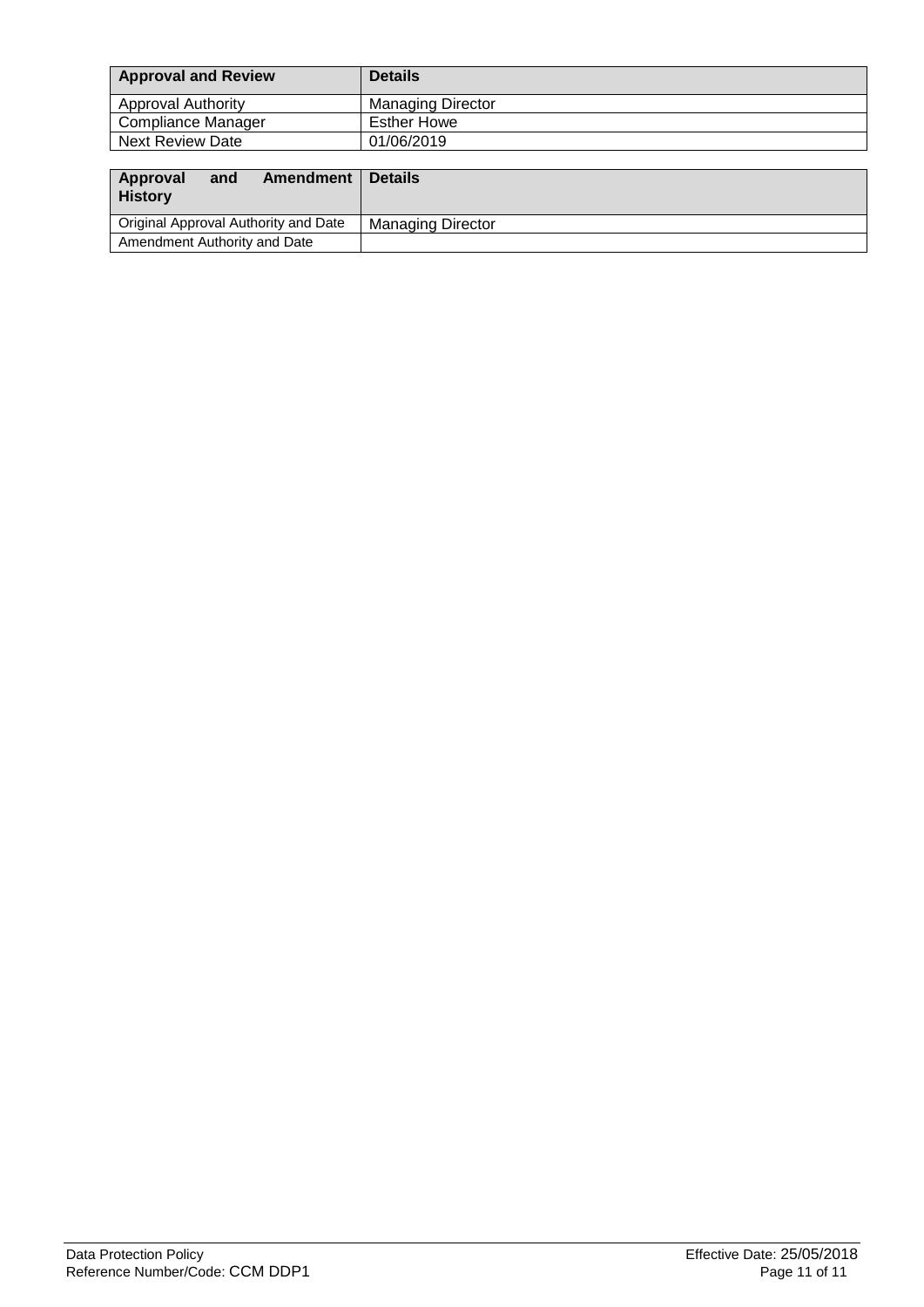| Approval and Review | Details |
|---|---|
| Approval Authority | Managing Director |
| Compliance Manager | Esther Howe |
| Next Review Date | 01/06/2019 |

| Approval and Amendment History | Details |
|---|---|
| Original Approval Authority and Date | Managing Director |
| Amendment Authority and Date | |